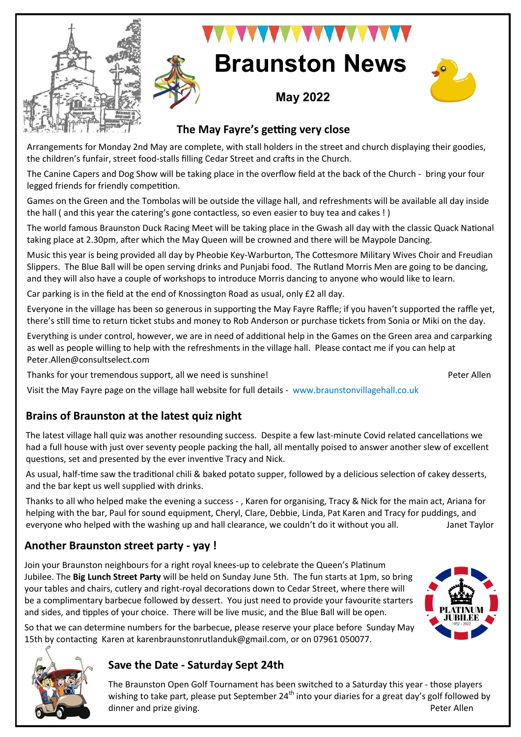# Braunston News

**May 2022**

## The May Fayre's getting very close

Arrangements for Monday 2nd May are complete, with stall holders in the street and church displaying their goodies, the children's funfair, street food-stalls filling Cedar Street and crafts in the Church.

The Canine Capers and Dog Show will be taking place in the overflow field at the back of the Church - bring your four legged friends for friendly competition.

Games on the Green and the Tombolas will be outside the village hall, and refreshments will be available all day inside the hall ( and this year the catering's gone contactless, so even easier to buy tea and cakes ! )

The world famous Braunston Duck Racing Meet will be taking place in the Gwash all day with the classic Quack National taking place at 2.30pm, after which the May Queen will be crowned and there will be Maypole Dancing.

Music this year is being provided all day by Pheobie Key-Warburton, The Cottesmore Military Wives Choir and Freudian Slippers. The Blue Ball will be open serving drinks and Punjabi food. The Rutland Morris Men are going to be dancing, and they will also have a couple of workshops to introduce Morris dancing to anyone who would like to learn.

Car parking is in the field at the end of Knossington Road as usual, only £2 all day.

Everyone in the village has been so generous in supporting the May Fayre Raffle; if you haven't supported the raffle yet, there's still time to return ticket stubs and money to Rob Anderson or purchase tickets from Sonia or Miki on the day.

Everything is under control, however, we are in need of additional help in the Games on the Green area and carparking as well as people willing to help with the refreshments in the village hall. Please contact me if you can help at Peter.Allen@consultselect.com

Thanks for your tremendous support, all we need is sunshine! Peter Allen

Visit the May Fayre page on the village hall website for full details - www.braunstonvillagehall.co.uk

## Brains of Braunston at the latest quiz night

The latest village hall quiz was another resounding success. Despite a few last-minute Covid related cancellations we had a full house with just over seventy people packing the hall, all mentally poised to answer another slew of excellent questions, set and presented by the ever inventive Tracy and Nick.

As usual, half-time saw the traditional chili & baked potato supper, followed by a delicious selection of cakey desserts, and the bar kept us well supplied with drinks.

Thanks to all who helped make the evening a success - , Karen for organising, Tracy & Nick for the main act, Ariana for helping with the bar, Paul for sound equipment, Cheryl, Clare, Debbie, Linda, Pat Karen and Tracy for puddings, and everyone who helped with the washing up and hall clearance, we couldn't do it without you all. Janet Taylor

## Another Braunston street party - yay !

Join your Braunston neighbours for a right royal knees-up to celebrate the Queen's Platinum Jubilee. The **Big Lunch Street Party** will be held on Sunday June 5th. The fun starts at 1pm, so bring your tables and chairs, cutlery and right-royal decorations down to Cedar Street, where there will be a complimentary barbecue followed by dessert. You just need to provide your favourite starters and sides, and tipples of your choice. There will be live music, and the Blue Ball will be open.

So that we can determine numbers for the barbecue, please reserve your place before Sunday May 15th by contacting Karen at karenbraunstonrutlanduk@gmail.com, or on 07961 050077.

## Save the Date - Saturday Sept 24th

The Braunston Open Golf Tournament has been switched to a Saturday this year - those players wishing to take part, please put September 24th into your diaries for a great day's golf followed by dinner and prize giving. Peter Allen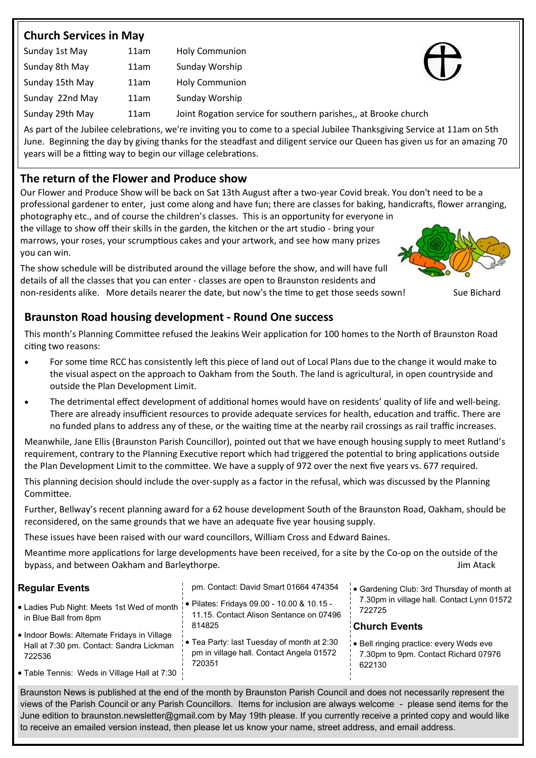## Church Services in May

| | | |
|---|---|---|
| Sunday 1st May | 11am | Holy Communion |
| Sunday 8th May | 11am | Sunday Worship |
| Sunday 15th May | 11am | Holy Communion |
| Sunday 22nd May | 11am | Sunday Worship |
| Sunday 29th May | 11am | Joint Rogation service for southern parishes,, at Brooke church |

As part of the Jubilee celebrations, we're inviting you to come to a special Jubilee Thanksgiving Service at 11am on 5th June. Beginning the day by giving thanks for the steadfast and diligent service our Queen has given us for an amazing 70 years will be a fitting way to begin our village celebrations.

## The return of the Flower and Produce show

Our Flower and Produce Show will be back on Sat 13th August after a two-year Covid break. You don't need to be a professional gardener to enter, just come along and have fun; there are classes for baking, handicrafts, flower arranging, photography etc., and of course the children's classes. This is an opportunity for everyone in the village to show off their skills in the garden, the kitchen or the art studio - bring your marrows, your roses, your scrumptious cakes and your artwork, and see how many prizes you can win.

The show schedule will be distributed around the village before the show, and will have full details of all the classes that you can enter - classes are open to Braunston residents and non-residents alike. More details nearer the date, but now's the time to get those seeds sown!

Sue Bichard

## Braunston Road housing development - Round One success

This month's Planning Committee refused the Jeakins Weir application for 100 homes to the North of Braunston Road citing two reasons:

- For some time RCC has consistently left this piece of land out of Local Plans due to the change it would make to the visual aspect on the approach to Oakham from the South. The land is agricultural, in open countryside and outside the Plan Development Limit.
- The detrimental effect development of additional homes would have on residents' quality of life and well-being. There are already insufficient resources to provide adequate services for health, education and traffic. There are no funded plans to address any of these, or the waiting time at the nearby rail crossings as rail traffic increases.

Meanwhile, Jane Ellis (Braunston Parish Councillor), pointed out that we have enough housing supply to meet Rutland's requirement, contrary to the Planning Executive report which had triggered the potential to bring applications outside the Plan Development Limit to the committee. We have a supply of 972 over the next five years vs. 677 required.

This planning decision should include the over-supply as a factor in the refusal, which was discussed by the Planning Committee.

Further, Bellway's recent planning award for a 62 house development South of the Braunston Road, Oakham, should be reconsidered, on the same grounds that we have an adequate five year housing supply.

These issues have been raised with our ward councillors, William Cross and Edward Baines.

Meantime more applications for large developments have been received, for a site by the Co-op on the outside of the bypass, and between Oakham and Barleythorpe.

Jim Atack

### Regular Events

- Ladies Pub Night: Meets 1st Wed of month in Blue Ball from 8pm
- Indoor Bowls: Alternate Fridays in Village Hall at 7:30 pm. Contact: Sandra Lickman 722536
- Table Tennis: Weds in Village Hall at 7:30 pm. Contact: David Smart 01664 474354
- Pilates: Fridays 09.00 - 10.00 & 10.15 - 11.15. Contact Alison Sentance on 07496 814825
- Tea Party: last Tuesday of month at 2:30 pm in village hall. Contact Angela 01572 720351
- Gardening Club: 3rd Thursday of month at 7.30pm in village hall. Contact Lynn 01572 722725

### Church Events

- Bell ringing practice: every Weds eve 7.30pm to 9pm. Contact Richard 07976 622130

Braunston News is published at the end of the month by Braunston Parish Council and does not necessarily represent the views of the Parish Council or any Parish Councillors. Items for inclusion are always welcome - please send items for the June edition to braunston.newsletter@gmail.com by May 19th please. If you currently receive a printed copy and would like to receive an emailed version instead, then please let us know your name, street address, and email address.